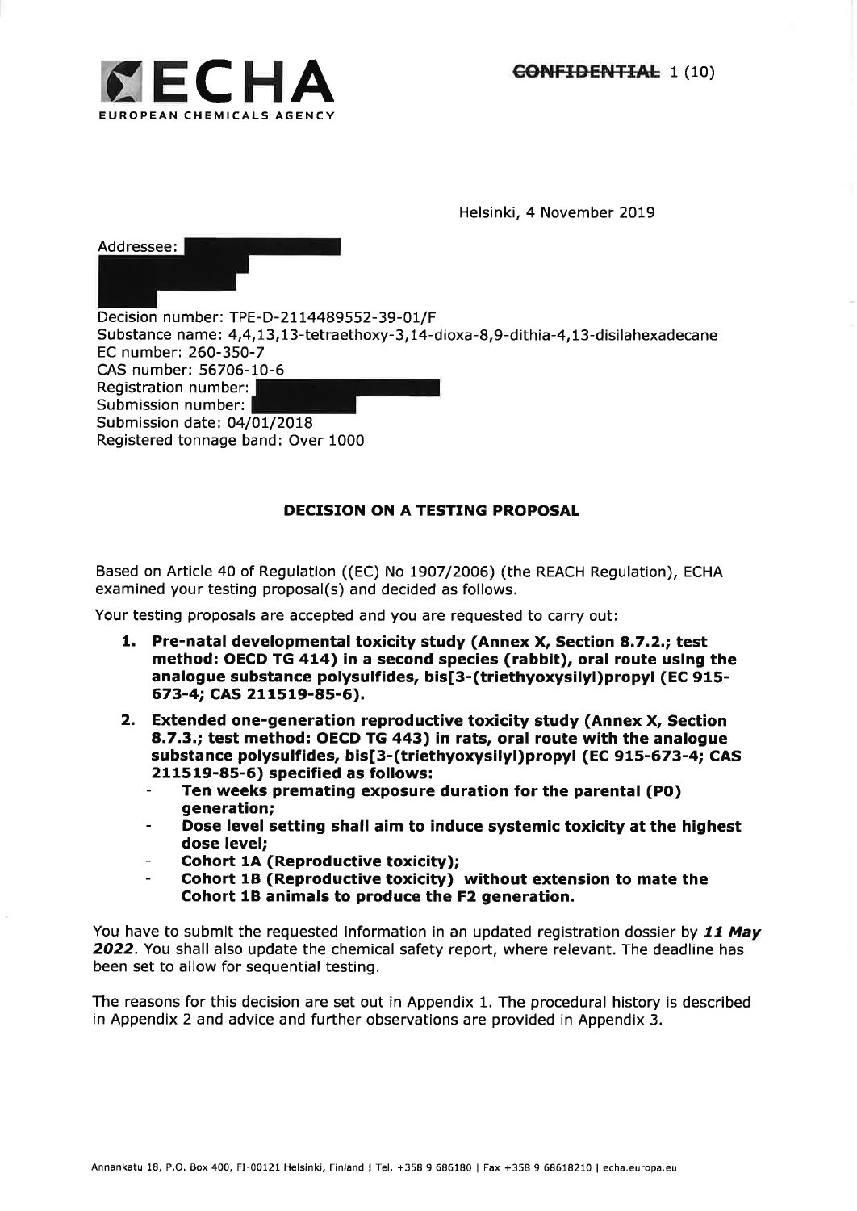~~CONFIDENTIAL~~

Helsinki, 4 November 2019

Addressee:

Decision number: TPE-D-2114489552-39-01/F
Substance name: 4,4,13,13-tetraethoxy-3,14-dioxa-8,9-dithia-4,13-disilahexadecane
EC number: 260-350-7
CAS number: 56706-10-6
Registration number:
Submission number:
Submission date: 04/01/2018
Registered tonnage band: Over 1000

## DECISION ON A TESTING PROPOSAL

Based on Article 40 of Regulation ((EC) No 1907/2006) (the REACH Regulation), ECHA examined your testing proposal(s) and decided as follows.

Your testing proposals are accepted and you are requested to carry out:

1. **Pre-natal developmental toxicity study (Annex X, Section 8.7.2.; test method: OECD TG 414) in a second species (rabbit), oral route using the analogue substance polysulfides, bis[3-(triethyoxysilyl)propyl (EC 915-673-4; CAS 211519-85-6).**
2. **Extended one-generation reproductive toxicity study (Annex X, Section 8.7.3.; test method: OECD TG 443) in rats, oral route with the analogue substance polysulfides, bis[3-(triethyoxysilyl)propyl (EC 915-673-4; CAS 211519-85-6) specified as follows:**
   - **Ten weeks premating exposure duration for the parental (P0) generation;**
   - **Dose level setting shall aim to induce systemic toxicity at the highest dose level;**
   - **Cohort 1A (Reproductive toxicity);**
   - **Cohort 1B (Reproductive toxicity) without extension to mate the Cohort 1B animals to produce the F2 generation.**

You have to submit the requested information in an updated registration dossier by ***11 May 2022***. You shall also update the chemical safety report, where relevant. The deadline has been set to allow for sequential testing.

The reasons for this decision are set out in Appendix 1. The procedural history is described in Appendix 2 and advice and further observations are provided in Appendix 3.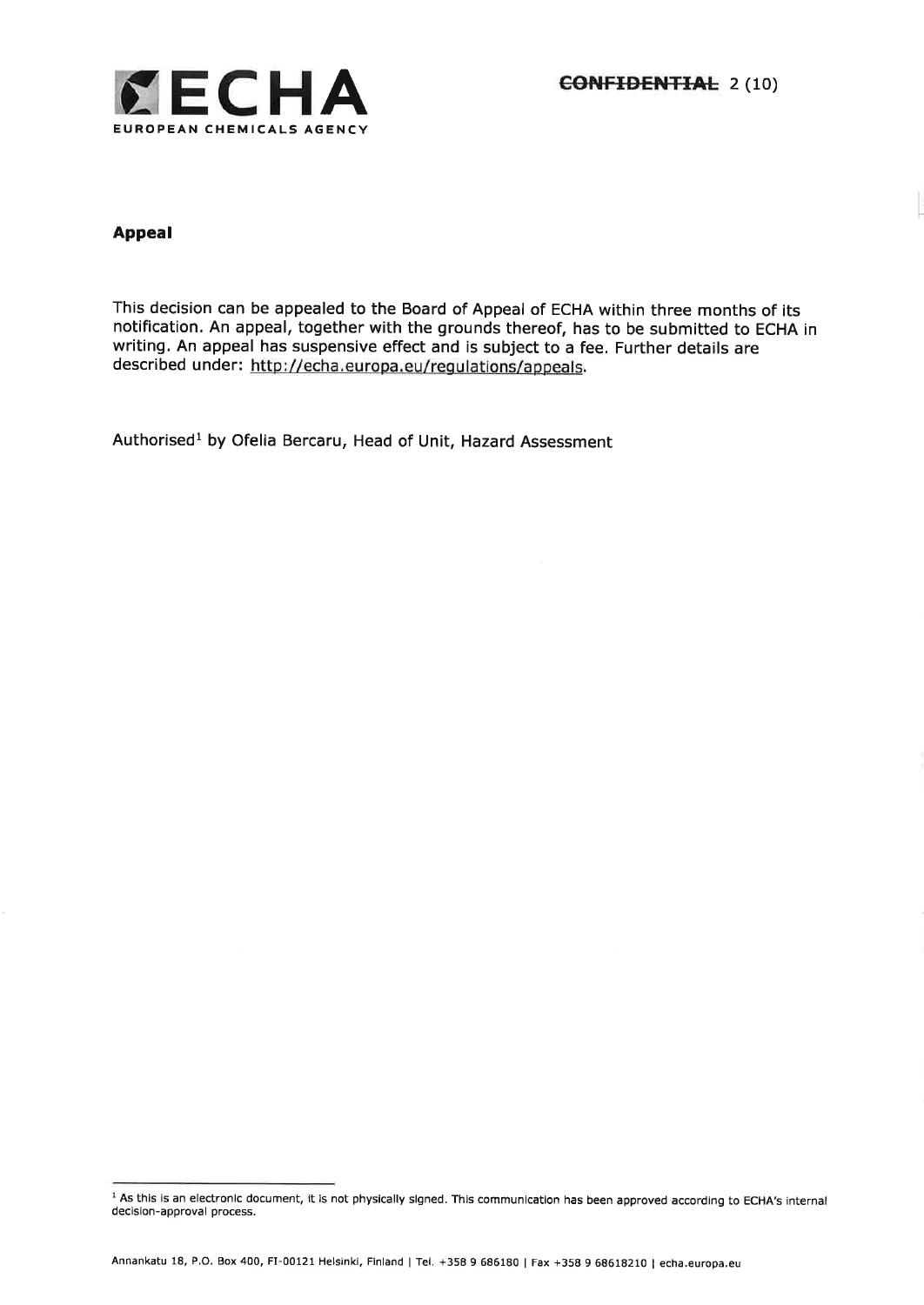**Appeal**

This decision can be appealed to the Board of Appeal of ECHA within three months of its notification. An appeal, together with the grounds thereof, has to be submitted to ECHA in writing. An appeal has suspensive effect and is subject to a fee. Further details are described under: http://echa.europa.eu/regulations/appeals.

Authorised[1] by Ofelia Bercaru, Head of Unit, Hazard Assessment

[1] As this is an electronic document, it is not physically signed. This communication has been approved according to ECHA's internal decision-approval process.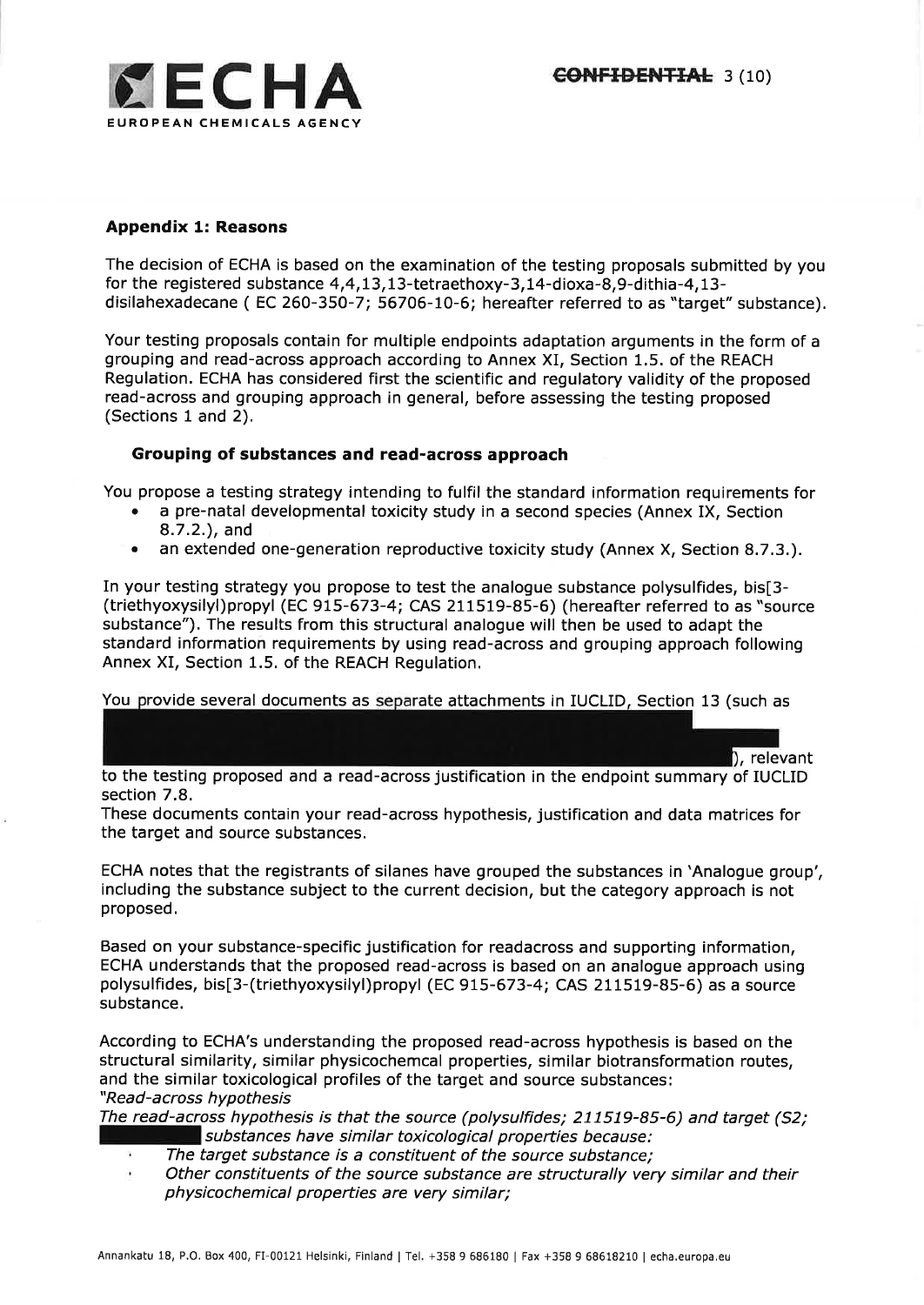## Appendix 1: Reasons

The decision of ECHA is based on the examination of the testing proposals submitted by you for the registered substance 4,4,13,13-tetraethoxy-3,14-dioxa-8,9-dithia-4,13-disilahexadecane ( EC 260-350-7; 56706-10-6; hereafter referred to as "target" substance).

Your testing proposals contain for multiple endpoints adaptation arguments in the form of a grouping and read-across approach according to Annex XI, Section 1.5. of the REACH Regulation. ECHA has considered first the scientific and regulatory validity of the proposed read-across and grouping approach in general, before assessing the testing proposed (Sections 1 and 2).

### Grouping of substances and read-across approach

You propose a testing strategy intending to fulfil the standard information requirements for

- a pre-natal developmental toxicity study in a second species (Annex IX, Section 8.7.2.), and
- an extended one-generation reproductive toxicity study (Annex X, Section 8.7.3.).

In your testing strategy you propose to test the analogue substance polysulfides, bis[3-(triethyoxysilyl)propyl (EC 915-673-4; CAS 211519-85-6) (hereafter referred to as "source substance"). The results from this structural analogue will then be used to adapt the standard information requirements by using read-across and grouping approach following Annex XI, Section 1.5. of the REACH Regulation.

You provide several documents as separate attachments in IUCLID, Section 13 (such as [redacted]), relevant to the testing proposed and a read-across justification in the endpoint summary of IUCLID section 7.8.
These documents contain your read-across hypothesis, justification and data matrices for the target and source substances.

ECHA notes that the registrants of silanes have grouped the substances in 'Analogue group', including the substance subject to the current decision, but the category approach is not proposed.

Based on your substance-specific justification for readacross and supporting information, ECHA understands that the proposed read-across is based on an analogue approach using polysulfides, bis[3-(triethyoxysilyl)propyl (EC 915-673-4; CAS 211519-85-6) as a source substance.

According to ECHA's understanding the proposed read-across hypothesis is based on the structural similarity, similar physicochemcal properties, similar biotransformation routes, and the similar toxicological profiles of the target and source substances:

*"Read-across hypothesis*

*The read-across hypothesis is that the source (polysulfides; 211519-85-6) and target (S2; [redacted]) substances have similar toxicological properties because:*

- *The target substance is a constituent of the source substance;*
- *Other constituents of the source substance are structurally very similar and their physicochemical properties are very similar;*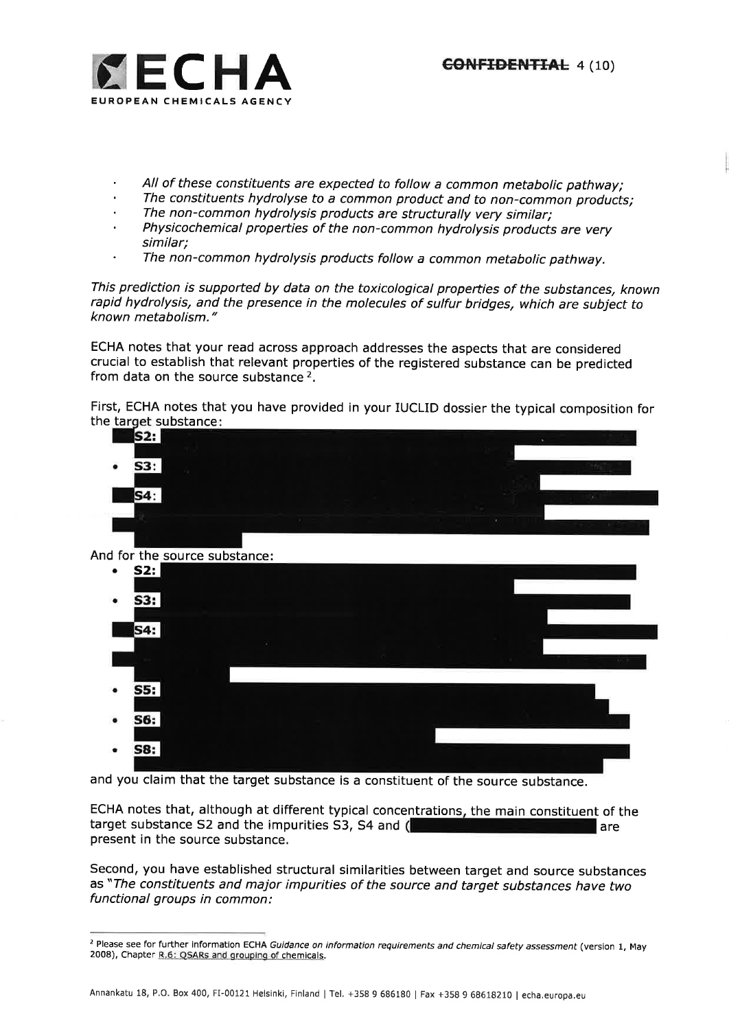- *All of these constituents are expected to follow a common metabolic pathway;*
- *The constituents hydrolyse to a common product and to non-common products;*
- *The non-common hydrolysis products are structurally very similar;*
- *Physicochemical properties of the non-common hydrolysis products are very similar;*
- *The non-common hydrolysis products follow a common metabolic pathway.*

*This prediction is supported by data on the toxicological properties of the substances, known rapid hydrolysis, and the presence in the molecules of sulfur bridges, which are subject to known metabolism."*

ECHA notes that your read across approach addresses the aspects that are considered crucial to establish that relevant properties of the registered substance can be predicted from data on the source substance [2].

First, ECHA notes that you have provided in your IUCLID dossier the typical composition for the target substance:

- **S2:**
- **S3:**
- **S4:**

And for the source substance:

- **S2:**
- **S3:**
- **S4:**
- **S5:**
- **S6:**
- **S8:**

and you claim that the target substance is a constituent of the source substance.

ECHA notes that, although at different typical concentrations, the main constituent of the target substance S2 and the impurities S3, S4 and ( are present in the source substance.

Second, you have established structural similarities between target and source substances as "*The constituents and major impurities of the source and target substances have two functional groups in common:*

[2] Please see for further information ECHA *Guidance on information requirements and chemical safety assessment* (version 1, May 2008), Chapter R.6: QSARs and grouping of chemicals.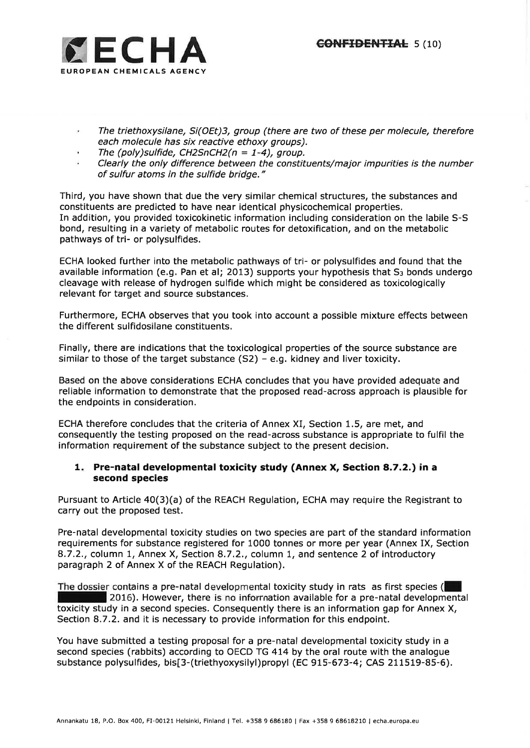- *The triethoxysilane, Si(OEt)3, group (there are two of these per molecule, therefore each molecule has six reactive ethoxy groups).*
- *The (poly)sulfide, CH2SnCH2(n = 1-4), group.*
- *Clearly the only difference between the constituents/major impurities is the number of sulfur atoms in the sulfide bridge."*

Third, you have shown that due the very similar chemical structures, the substances and constituents are predicted to have near identical physicochemical properties.
In addition, you provided toxicokinetic information including consideration on the labile S-S bond, resulting in a variety of metabolic routes for detoxification, and on the metabolic pathways of tri- or polysulfides.

ECHA looked further into the metabolic pathways of tri- or polysulfides and found that the available information (e.g. Pan et al; 2013) supports your hypothesis that $S_3$ bonds undergo cleavage with release of hydrogen sulfide which might be considered as toxicologically relevant for target and source substances.

Furthermore, ECHA observes that you took into account a possible mixture effects between the different sulfidosilane constituents.

Finally, there are indications that the toxicological properties of the source substance are similar to those of the target substance (S2) – e.g. kidney and liver toxicity.

Based on the above considerations ECHA concludes that you have provided adequate and reliable information to demonstrate that the proposed read-across approach is plausible for the endpoints in consideration.

ECHA therefore concludes that the criteria of Annex XI, Section 1.5, are met, and consequently the testing proposed on the read-across substance is appropriate to fulfil the information requirement of the substance subject to the present decision.

### 1. Pre-natal developmental toxicity study (Annex X, Section 8.7.2.) in a second species

Pursuant to Article 40(3)(a) of the REACH Regulation, ECHA may require the Registrant to carry out the proposed test.

Pre-natal developmental toxicity studies on two species are part of the standard information requirements for substance registered for 1000 tonnes or more per year (Annex IX, Section 8.7.2., column 1, Annex X, Section 8.7.2., column 1, and sentence 2 of introductory paragraph 2 of Annex X of the REACH Regulation).

The dossier contains a pre-natal developmental toxicity study in rats as first species (██ ████████ 2016). However, there is no information available for a pre-natal developmental toxicity study in a second species. Consequently there is an information gap for Annex X, Section 8.7.2. and it is necessary to provide information for this endpoint.

You have submitted a testing proposal for a pre-natal developmental toxicity study in a second species (rabbits) according to OECD TG 414 by the oral route with the analogue substance polysulfides, bis[3-(triethyoxysilyl)propyl (EC 915-673-4; CAS 211519-85-6).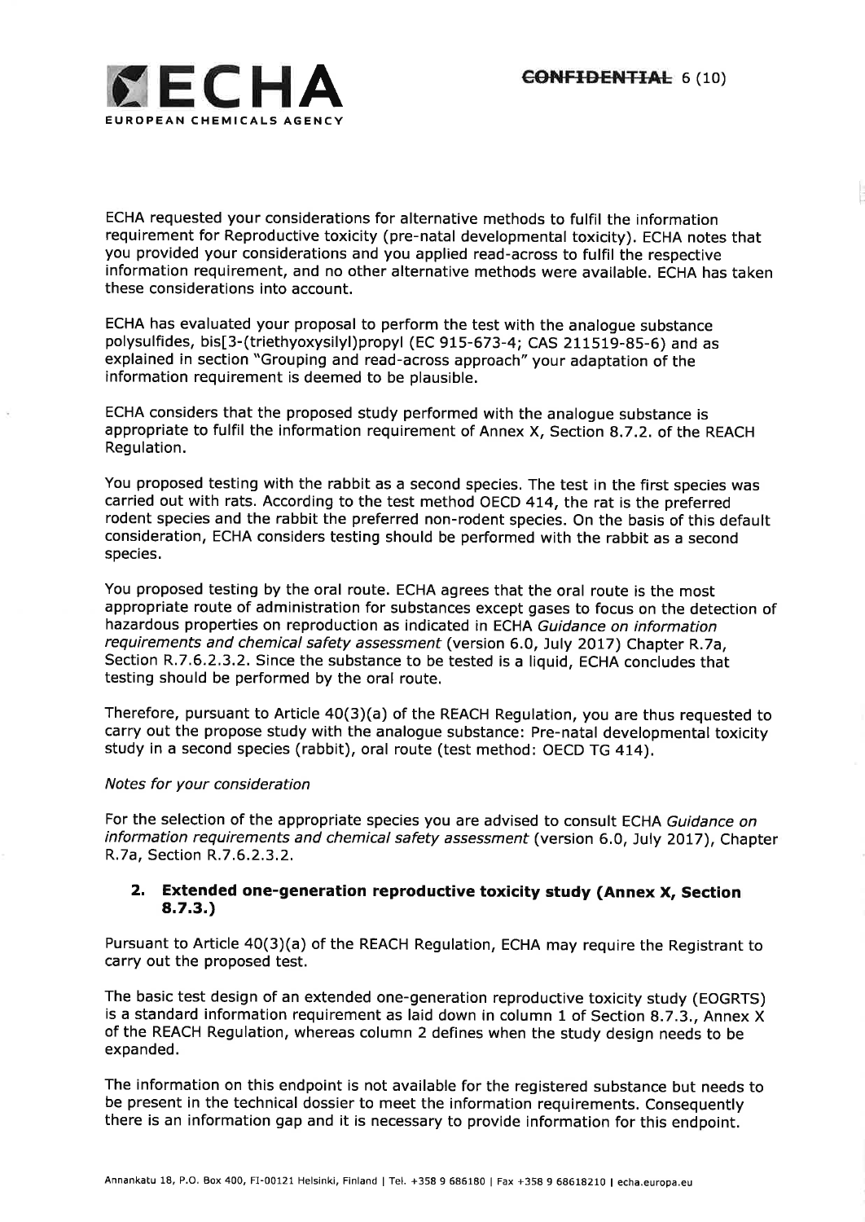ECHA requested your considerations for alternative methods to fulfil the information requirement for Reproductive toxicity (pre-natal developmental toxicity). ECHA notes that you provided your considerations and you applied read-across to fulfil the respective information requirement, and no other alternative methods were available. ECHA has taken these considerations into account.

ECHA has evaluated your proposal to perform the test with the analogue substance polysulfides, bis[3-(triethyoxysilyl)propyl (EC 915-673-4; CAS 211519-85-6) and as explained in section "Grouping and read-across approach" your adaptation of the information requirement is deemed to be plausible.

ECHA considers that the proposed study performed with the analogue substance is appropriate to fulfil the information requirement of Annex X, Section 8.7.2. of the REACH Regulation.

You proposed testing with the rabbit as a second species. The test in the first species was carried out with rats. According to the test method OECD 414, the rat is the preferred rodent species and the rabbit the preferred non-rodent species. On the basis of this default consideration, ECHA considers testing should be performed with the rabbit as a second species.

You proposed testing by the oral route. ECHA agrees that the oral route is the most appropriate route of administration for substances except gases to focus on the detection of hazardous properties on reproduction as indicated in ECHA *Guidance on information requirements and chemical safety assessment* (version 6.0, July 2017) Chapter R.7a, Section R.7.6.2.3.2. Since the substance to be tested is a liquid, ECHA concludes that testing should be performed by the oral route.

Therefore, pursuant to Article 40(3)(a) of the REACH Regulation, you are thus requested to carry out the propose study with the analogue substance: Pre-natal developmental toxicity study in a second species (rabbit), oral route (test method: OECD TG 414).

*Notes for your consideration*

For the selection of the appropriate species you are advised to consult ECHA *Guidance on information requirements and chemical safety assessment* (version 6.0, July 2017), Chapter R.7a, Section R.7.6.2.3.2.

## 2. Extended one-generation reproductive toxicity study (Annex X, Section 8.7.3.)

Pursuant to Article 40(3)(a) of the REACH Regulation, ECHA may require the Registrant to carry out the proposed test.

The basic test design of an extended one-generation reproductive toxicity study (EOGRTS) is a standard information requirement as laid down in column 1 of Section 8.7.3., Annex X of the REACH Regulation, whereas column 2 defines when the study design needs to be expanded.

The information on this endpoint is not available for the registered substance but needs to be present in the technical dossier to meet the information requirements. Consequently there is an information gap and it is necessary to provide information for this endpoint.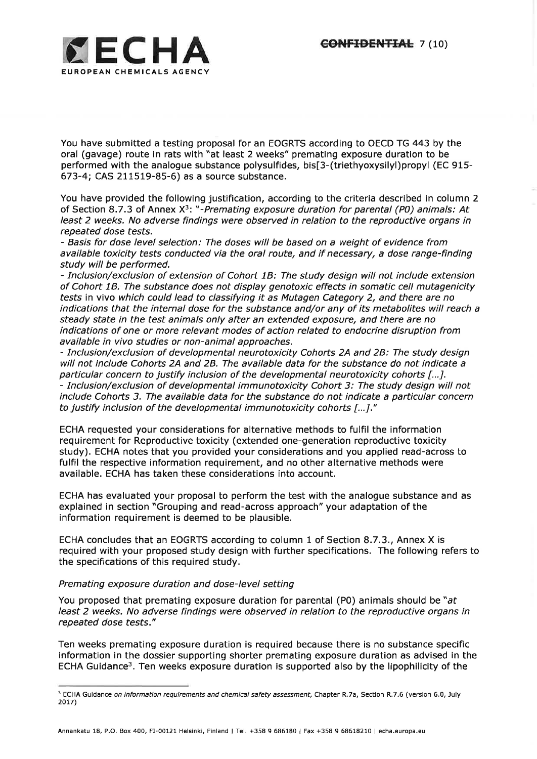You have submitted a testing proposal for an EOGRTS according to OECD TG 443 by the oral (gavage) route in rats with "at least 2 weeks" premating exposure duration to be performed with the analogue substance polysulfides, bis[3-(triethyoxysilyl)propyl (EC 915-673-4; CAS 211519-85-6) as a source substance.

You have provided the following justification, according to the criteria described in column 2 of Section 8.7.3 of Annex X[3]: "*-Premating exposure duration for parental (P0) animals: At least 2 weeks. No adverse findings were observed in relation to the reproductive organs in repeated dose tests.*
*- Basis for dose level selection: The doses will be based on a weight of evidence from available toxicity tests conducted via the oral route, and if necessary, a dose range-finding study will be performed.*
*- Inclusion/exclusion of extension of Cohort 1B: The study design will not include extension of Cohort 1B. The substance does not display genotoxic effects in somatic cell mutagenicity tests* in vivo *which could lead to classifying it as Mutagen Category 2, and there are no indications that the internal dose for the substance and/or any of its metabolites will reach a steady state in the test animals only after an extended exposure, and there are no indications of one or more relevant modes of action related to endocrine disruption from available in vivo studies or non-animal approaches.*
*- Inclusion/exclusion of developmental neurotoxicity Cohorts 2A and 2B: The study design will not include Cohorts 2A and 2B. The available data for the substance do not indicate a particular concern to justify inclusion of the developmental neurotoxicity cohorts [...].*
*- Inclusion/exclusion of developmental immunotoxicity Cohort 3: The study design will not include Cohorts 3. The available data for the substance do not indicate a particular concern to justify inclusion of the developmental immunotoxicity cohorts [...].*"

ECHA requested your considerations for alternative methods to fulfil the information requirement for Reproductive toxicity (extended one-generation reproductive toxicity study). ECHA notes that you provided your considerations and you applied read-across to fulfil the respective information requirement, and no other alternative methods were available. ECHA has taken these considerations into account.

ECHA has evaluated your proposal to perform the test with the analogue substance and as explained in section "Grouping and read-across approach" your adaptation of the information requirement is deemed to be plausible.

ECHA concludes that an EOGRTS according to column 1 of Section 8.7.3., Annex X is required with your proposed study design with further specifications. The following refers to the specifications of this required study.

*Premating exposure duration and dose-level setting*

You proposed that premating exposure duration for parental (P0) animals should be "*at least 2 weeks. No adverse findings were observed in relation to the reproductive organs in repeated dose tests.*"

Ten weeks premating exposure duration is required because there is no substance specific information in the dossier supporting shorter premating exposure duration as advised in the ECHA Guidance[3]. Ten weeks exposure duration is supported also by the lipophilicity of the

---

[3] ECHA Guidance *on information requirements and chemical safety assessment*, Chapter R.7a, Section R.7.6 (version 6.0, July 2017)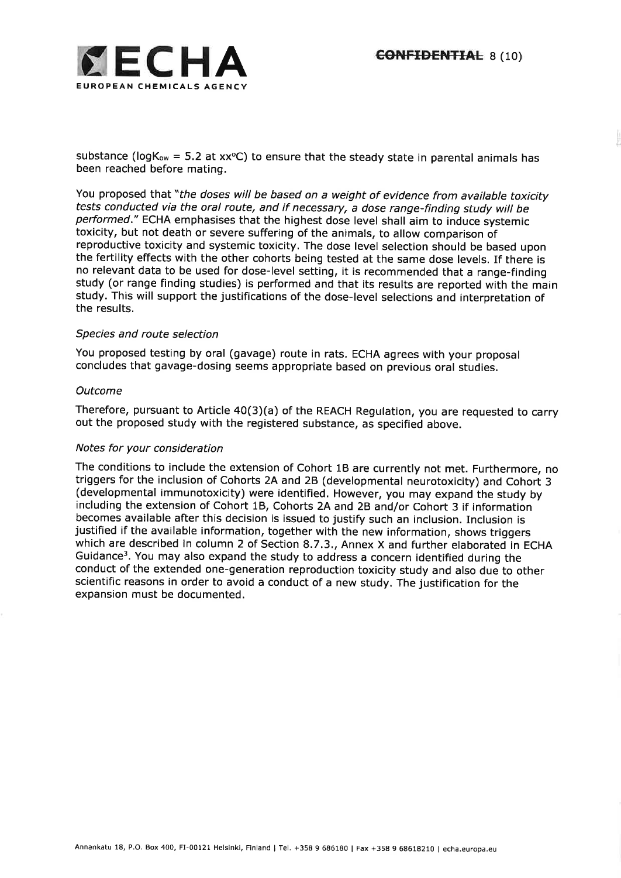substance ($\log K_{ow}$ = 5.2 at xx°C) to ensure that the steady state in parental animals has been reached before mating.

You proposed that "*the doses will be based on a weight of evidence from available toxicity tests conducted via the oral route, and if necessary, a dose range-finding study will be performed.*" ECHA emphasises that the highest dose level shall aim to induce systemic toxicity, but not death or severe suffering of the animals, to allow comparison of reproductive toxicity and systemic toxicity. The dose level selection should be based upon the fertility effects with the other cohorts being tested at the same dose levels. If there is no relevant data to be used for dose-level setting, it is recommended that a range-finding study (or range finding studies) is performed and that its results are reported with the main study. This will support the justifications of the dose-level selections and interpretation of the results.

*Species and route selection*

You proposed testing by oral (gavage) route in rats. ECHA agrees with your proposal concludes that gavage-dosing seems appropriate based on previous oral studies.

*Outcome*

Therefore, pursuant to Article 40(3)(a) of the REACH Regulation, you are requested to carry out the proposed study with the registered substance, as specified above.

*Notes for your consideration*

The conditions to include the extension of Cohort 1B are currently not met. Furthermore, no triggers for the inclusion of Cohorts 2A and 2B (developmental neurotoxicity) and Cohort 3 (developmental immunotoxicity) were identified. However, you may expand the study by including the extension of Cohort 1B, Cohorts 2A and 2B and/or Cohort 3 if information becomes available after this decision is issued to justify such an inclusion. Inclusion is justified if the available information, together with the new information, shows triggers which are described in column 2 of Section 8.7.3., Annex X and further elaborated in ECHA Guidance[3]. You may also expand the study to address a concern identified during the conduct of the extended one-generation reproduction toxicity study and also due to other scientific reasons in order to avoid a conduct of a new study. The justification for the expansion must be documented.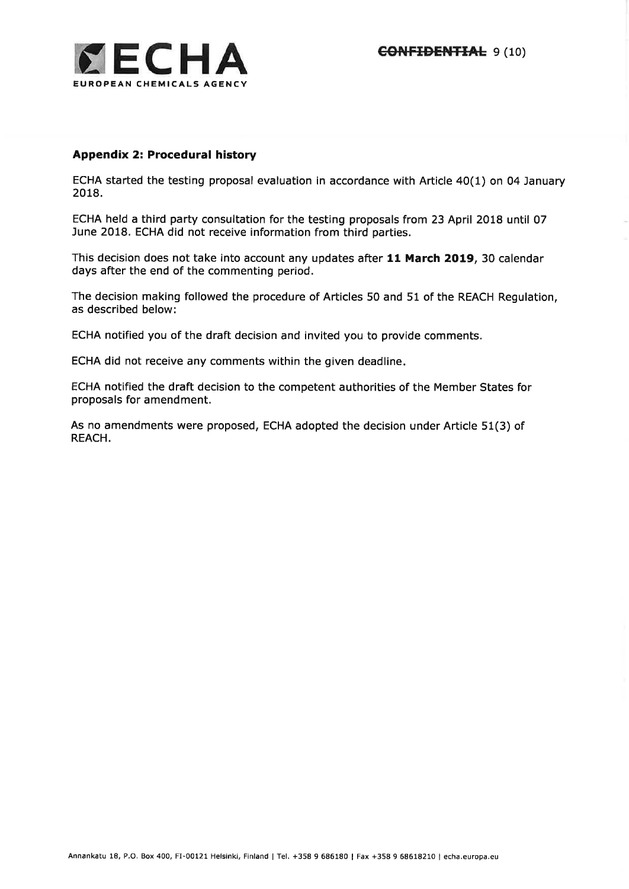### Appendix 2: Procedural history

ECHA started the testing proposal evaluation in accordance with Article 40(1) on 04 January 2018.

ECHA held a third party consultation for the testing proposals from 23 April 2018 until 07 June 2018. ECHA did not receive information from third parties.

This decision does not take into account any updates after **11 March 2019**, 30 calendar days after the end of the commenting period.

The decision making followed the procedure of Articles 50 and 51 of the REACH Regulation, as described below:

ECHA notified you of the draft decision and invited you to provide comments.

ECHA did not receive any comments within the given deadline.

ECHA notified the draft decision to the competent authorities of the Member States for proposals for amendment.

As no amendments were proposed, ECHA adopted the decision under Article 51(3) of REACH.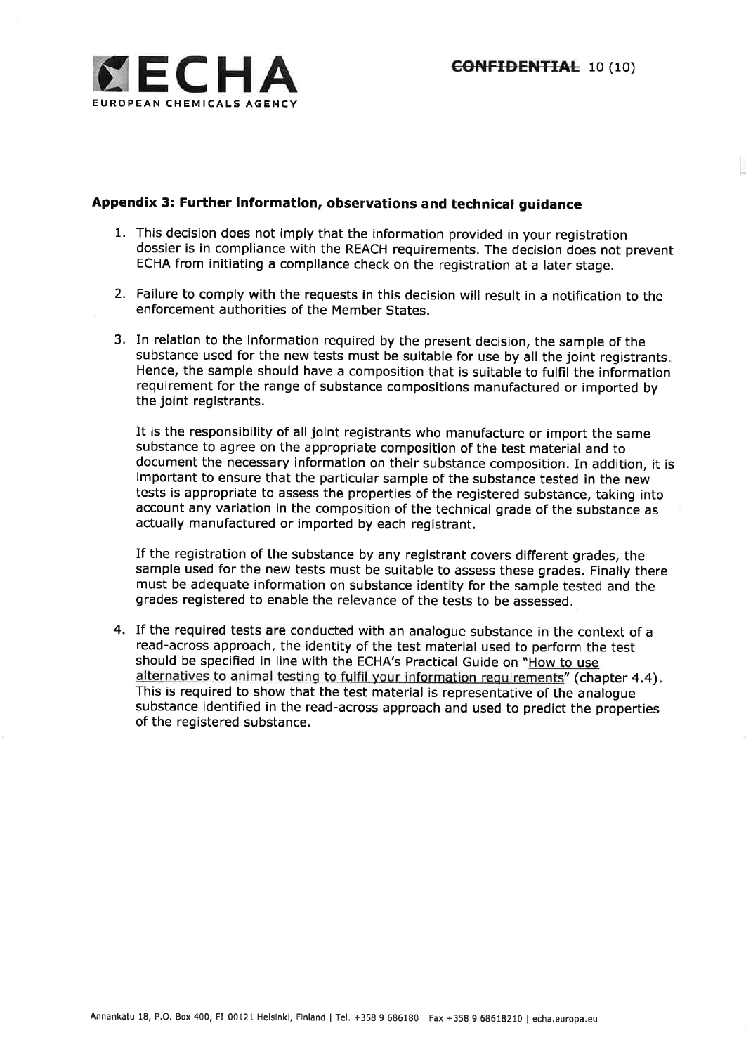## Appendix 3: Further information, observations and technical guidance

1. This decision does not imply that the information provided in your registration dossier is in compliance with the REACH requirements. The decision does not prevent ECHA from initiating a compliance check on the registration at a later stage.

2. Failure to comply with the requests in this decision will result in a notification to the enforcement authorities of the Member States.

3. In relation to the information required by the present decision, the sample of the substance used for the new tests must be suitable for use by all the joint registrants. Hence, the sample should have a composition that is suitable to fulfil the information requirement for the range of substance compositions manufactured or imported by the joint registrants.

   It is the responsibility of all joint registrants who manufacture or import the same substance to agree on the appropriate composition of the test material and to document the necessary information on their substance composition. In addition, it is important to ensure that the particular sample of the substance tested in the new tests is appropriate to assess the properties of the registered substance, taking into account any variation in the composition of the technical grade of the substance as actually manufactured or imported by each registrant.

   If the registration of the substance by any registrant covers different grades, the sample used for the new tests must be suitable to assess these grades. Finally there must be adequate information on substance identity for the sample tested and the grades registered to enable the relevance of the tests to be assessed.

4. If the required tests are conducted with an analogue substance in the context of a read-across approach, the identity of the test material used to perform the test should be specified in line with the ECHA's Practical Guide on "How to use alternatives to animal testing to fulfil your information requirements" (chapter 4.4). This is required to show that the test material is representative of the analogue substance identified in the read-across approach and used to predict the properties of the registered substance.